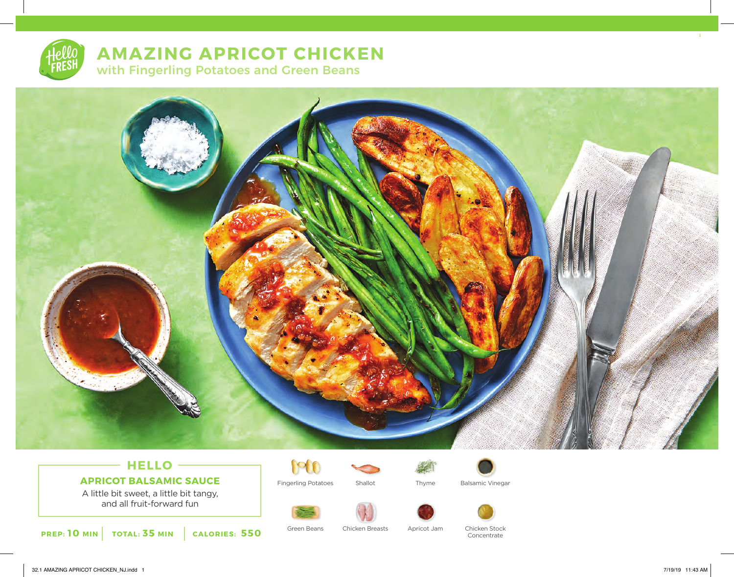# AMAZING APRICOT CHICKEN

## with Fingerling Potatoes and Green Beans

### HELLO

**APRICOT BALSAMIC SAUCE**

A little bit sweet, a little bit tangy, and all fruit-forward fun

**PREP: 10 MIN** | **TOTAL: 35 MIN** | **CALORIES: 550**

Fingerling Potatoes

Shallot

Thyme

Balsamic Vinegar

Green Beans

Chicken Breasts

Apricot Jam

Chicken Stock Concentrate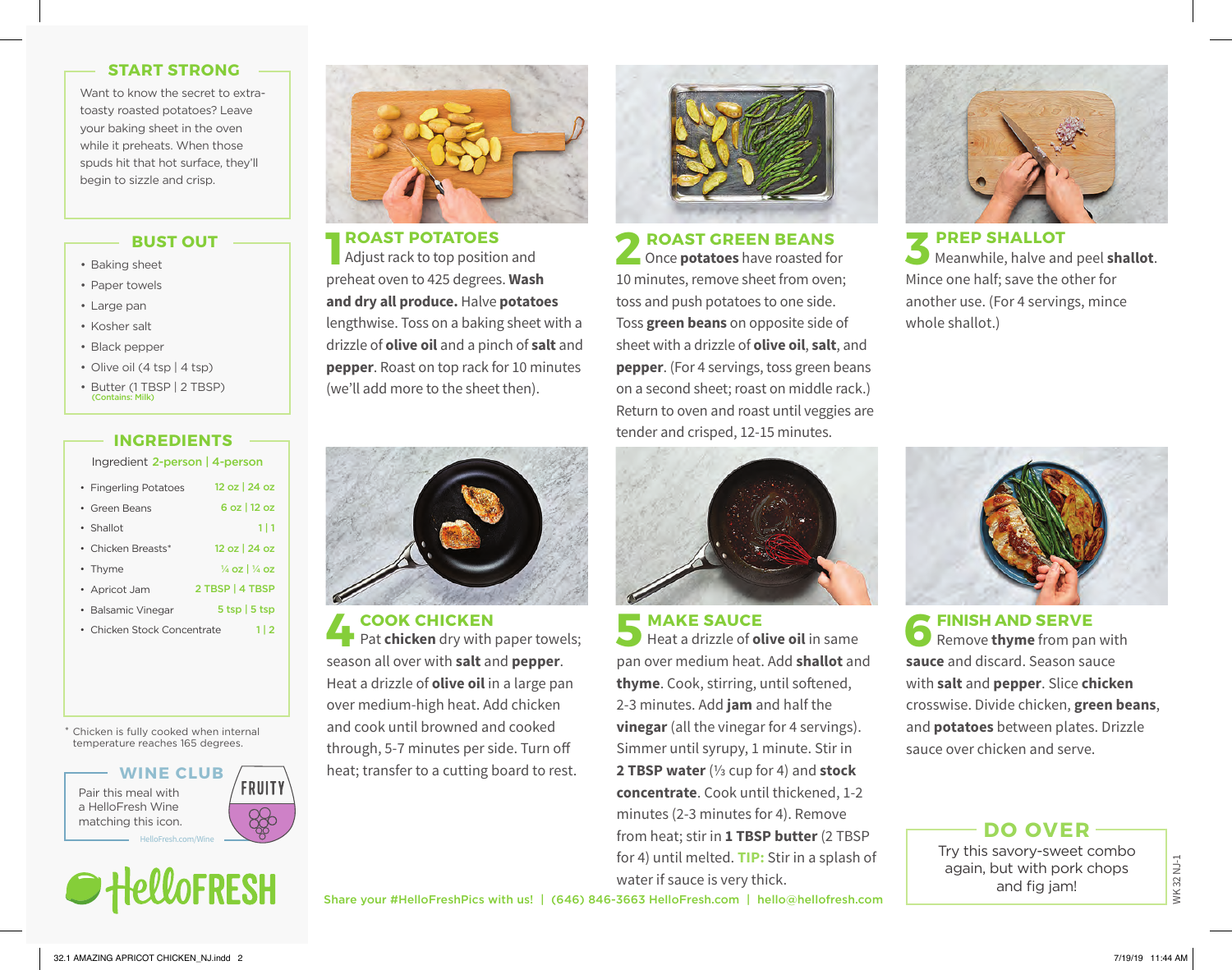## START STRONG

Want to know the secret to extra-toasty roasted potatoes? Leave your baking sheet in the oven while it preheats. When those spuds hit that hot surface, they'll begin to sizzle and crisp.

## BUST OUT

- Baking sheet
- Paper towels
- Large pan
- Kosher salt
- Black pepper
- Olive oil (4 tsp | 4 tsp)
- Butter (1 TBSP | 2 TBSP)
  (Contains: Milk)

## INGREDIENTS

| Ingredient | 2-person \| 4-person |
| --- | --- |
| Fingerling Potatoes | 12 oz \| 24 oz |
| Green Beans | 6 oz \| 12 oz |
| Shallot | 1 \| 1 |
| Chicken Breasts* | 12 oz \| 24 oz |
| Thyme | ¼ oz \| ¼ oz |
| Apricot Jam | 2 TBSP \| 4 TBSP |
| Balsamic Vinegar | 5 tsp \| 5 tsp |
| Chicken Stock Concentrate | 1 \| 2 |

\* Chicken is fully cooked when internal temperature reaches 165 degrees.

## WINE CLUB

Pair this meal with a HelloFresh Wine matching this icon.

FRUITY

HelloFresh.com/Wine

HelloFRESH

## 1 ROAST POTATOES

Adjust rack to top position and preheat oven to 425 degrees. **Wash and dry all produce.** Halve **potatoes** lengthwise. Toss on a baking sheet with a drizzle of **olive oil** and a pinch of **salt** and **pepper**. Roast on top rack for 10 minutes (we'll add more to the sheet then).

## 2 ROAST GREEN BEANS

Once **potatoes** have roasted for 10 minutes, remove sheet from oven; toss and push potatoes to one side. Toss **green beans** on opposite side of sheet with a drizzle of **olive oil**, **salt**, and **pepper**. (For 4 servings, toss green beans on a second sheet; roast on middle rack.) Return to oven and roast until veggies are tender and crisped, 12-15 minutes.

## 3 PREP SHALLOT

Meanwhile, halve and peel **shallot**. Mince one half; save the other for another use. (For 4 servings, mince whole shallot.)

## 4 COOK CHICKEN

Pat **chicken** dry with paper towels; season all over with **salt** and **pepper**. Heat a drizzle of **olive oil** in a large pan over medium-high heat. Add chicken and cook until browned and cooked through, 5-7 minutes per side. Turn off heat; transfer to a cutting board to rest.

## 5 MAKE SAUCE

Heat a drizzle of **olive oil** in same pan over medium heat. Add **shallot** and **thyme**. Cook, stirring, until softened, 2-3 minutes. Add **jam** and half the **vinegar** (all the vinegar for 4 servings). Simmer until syrupy, 1 minute. Stir in **2 TBSP water** (⅓ cup for 4) and **stock concentrate**. Cook until thickened, 1-2 minutes (2-3 minutes for 4). Remove from heat; stir in **1 TBSP butter** (2 TBSP for 4) until melted. **TIP:** Stir in a splash of water if sauce is very thick.

## 6 FINISH AND SERVE

Remove **thyme** from pan with **sauce** and discard. Season sauce with **salt** and **pepper**. Slice **chicken** crosswise. Divide chicken, **green beans**, and **potatoes** between plates. Drizzle sauce over chicken and serve.

## DO OVER

Try this savory-sweet combo again, but with pork chops and fig jam!

Share your #HelloFreshPics with us! | (646) 846-3663 HelloFresh.com | hello@hellofresh.com

WK 32 NJ-1